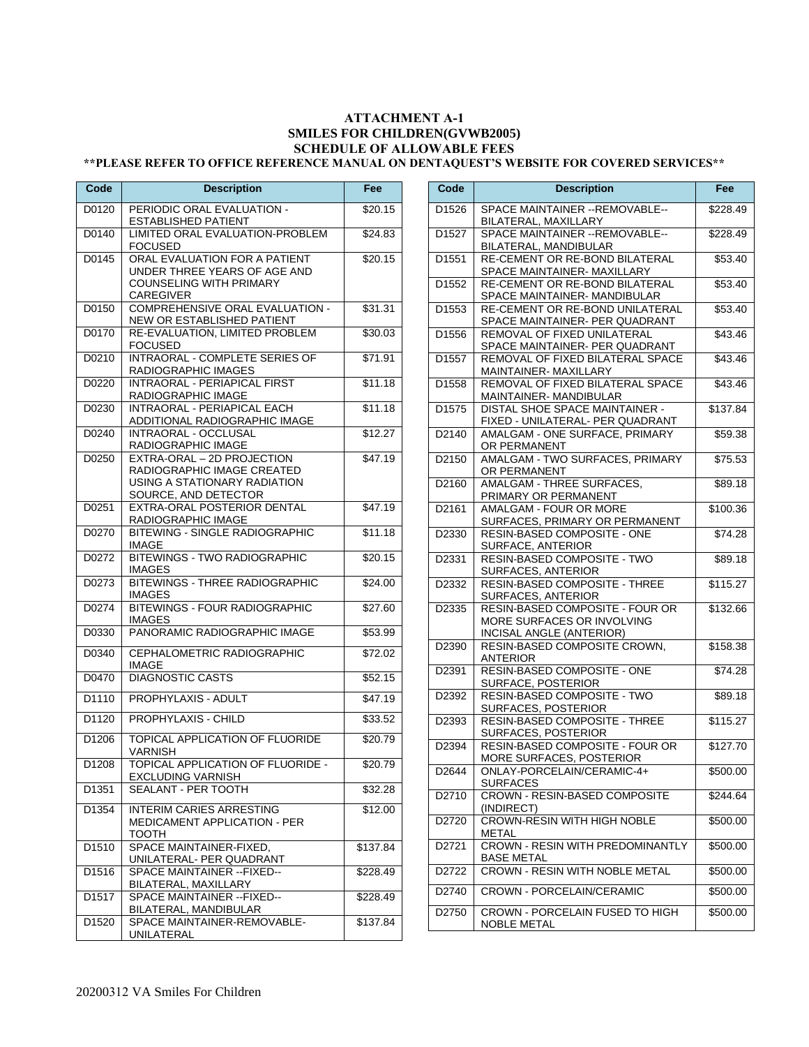# ATTACHMENT A-1
## SMILES FOR CHILDREN(GVWB2005)
## SCHEDULE OF ALLOWABLE FEES

**\*\*PLEASE REFER TO OFFICE REFERENCE MANUAL ON DENTAQUEST'S WEBSITE FOR COVERED SERVICES\*\***

| Code | Description | Fee |
|---|---|---|
| D0120 | PERIODIC ORAL EVALUATION - ESTABLISHED PATIENT | $20.15 |
| D0140 | LIMITED ORAL EVALUATION-PROBLEM FOCUSED | $24.83 |
| D0145 | ORAL EVALUATION FOR A PATIENT UNDER THREE YEARS OF AGE AND COUNSELING WITH PRIMARY CAREGIVER | $20.15 |
| D0150 | COMPREHENSIVE ORAL EVALUATION - NEW OR ESTABLISHED PATIENT | $31.31 |
| D0170 | RE-EVALUATION, LIMITED PROBLEM FOCUSED | $30.03 |
| D0210 | INTRAORAL - COMPLETE SERIES OF RADIOGRAPHIC IMAGES | $71.91 |
| D0220 | INTRAORAL - PERIAPICAL FIRST RADIOGRAPHIC IMAGE | $11.18 |
| D0230 | INTRAORAL - PERIAPICAL EACH ADDITIONAL RADIOGRAPHIC IMAGE | $11.18 |
| D0240 | INTRAORAL - OCCLUSAL RADIOGRAPHIC IMAGE | $12.27 |
| D0250 | EXTRA-ORAL – 2D PROJECTION RADIOGRAPHIC IMAGE CREATED USING A STATIONARY RADIATION SOURCE, AND DETECTOR | $47.19 |
| D0251 | EXTRA-ORAL POSTERIOR DENTAL RADIOGRAPHIC IMAGE | $47.19 |
| D0270 | BITEWING - SINGLE RADIOGRAPHIC IMAGE | $11.18 |
| D0272 | BITEWINGS - TWO RADIOGRAPHIC IMAGES | $20.15 |
| D0273 | BITEWINGS - THREE RADIOGRAPHIC IMAGES | $24.00 |
| D0274 | BITEWINGS - FOUR RADIOGRAPHIC IMAGES | $27.60 |
| D0330 | PANORAMIC RADIOGRAPHIC IMAGE | $53.99 |
| D0340 | CEPHALOMETRIC RADIOGRAPHIC IMAGE | $72.02 |
| D0470 | DIAGNOSTIC CASTS | $52.15 |
| D1110 | PROPHYLAXIS - ADULT | $47.19 |
| D1120 | PROPHYLAXIS - CHILD | $33.52 |
| D1206 | TOPICAL APPLICATION OF FLUORIDE VARNISH | $20.79 |
| D1208 | TOPICAL APPLICATION OF FLUORIDE - EXCLUDING VARNISH | $20.79 |
| D1351 | SEALANT - PER TOOTH | $32.28 |
| D1354 | INTERIM CARIES ARRESTING MEDICAMENT APPLICATION - PER TOOTH | $12.00 |
| D1510 | SPACE MAINTAINER-FIXED, UNILATERAL- PER QUADRANT | $137.84 |
| D1516 | SPACE MAINTAINER --FIXED-- BILATERAL, MAXILLARY | $228.49 |
| D1517 | SPACE MAINTAINER --FIXED-- BILATERAL, MANDIBULAR | $228.49 |
| D1520 | SPACE MAINTAINER-REMOVABLE- UNILATERAL | $137.84 |
| D1526 | SPACE MAINTAINER --REMOVABLE-- BILATERAL, MAXILLARY | $228.49 |
| D1527 | SPACE MAINTAINER --REMOVABLE-- BILATERAL, MANDIBULAR | $228.49 |
| D1551 | RE-CEMENT OR RE-BOND BILATERAL SPACE MAINTAINER- MAXILLARY | $53.40 |
| D1552 | RE-CEMENT OR RE-BOND BILATERAL SPACE MAINTAINER- MANDIBULAR | $53.40 |
| D1553 | RE-CEMENT OR RE-BOND UNILATERAL SPACE MAINTAINER- PER QUADRANT | $53.40 |
| D1556 | REMOVAL OF FIXED UNILATERAL SPACE MAINTAINER- PER QUADRANT | $43.46 |
| D1557 | REMOVAL OF FIXED BILATERAL SPACE MAINTAINER- MAXILLARY | $43.46 |
| D1558 | REMOVAL OF FIXED BILATERAL SPACE MAINTAINER- MANDIBULAR | $43.46 |
| D1575 | DISTAL SHOE SPACE MAINTAINER - FIXED - UNILATERAL- PER QUADRANT | $137.84 |
| D2140 | AMALGAM - ONE SURFACE, PRIMARY OR PERMANENT | $59.38 |
| D2150 | AMALGAM - TWO SURFACES, PRIMARY OR PERMANENT | $75.53 |
| D2160 | AMALGAM - THREE SURFACES, PRIMARY OR PERMANENT | $89.18 |
| D2161 | AMALGAM - FOUR OR MORE SURFACES, PRIMARY OR PERMANENT | $100.36 |
| D2330 | RESIN-BASED COMPOSITE - ONE SURFACE, ANTERIOR | $74.28 |
| D2331 | RESIN-BASED COMPOSITE - TWO SURFACES, ANTERIOR | $89.18 |
| D2332 | RESIN-BASED COMPOSITE - THREE SURFACES, ANTERIOR | $115.27 |
| D2335 | RESIN-BASED COMPOSITE - FOUR OR MORE SURFACES OR INVOLVING INCISAL ANGLE (ANTERIOR) | $132.66 |
| D2390 | RESIN-BASED COMPOSITE CROWN, ANTERIOR | $158.38 |
| D2391 | RESIN-BASED COMPOSITE - ONE SURFACE, POSTERIOR | $74.28 |
| D2392 | RESIN-BASED COMPOSITE - TWO SURFACES, POSTERIOR | $89.18 |
| D2393 | RESIN-BASED COMPOSITE - THREE SURFACES, POSTERIOR | $115.27 |
| D2394 | RESIN-BASED COMPOSITE - FOUR OR MORE SURFACES, POSTERIOR | $127.70 |
| D2644 | ONLAY-PORCELAIN/CERAMIC-4+ SURFACES | $500.00 |
| D2710 | CROWN - RESIN-BASED COMPOSITE (INDIRECT) | $244.64 |
| D2720 | CROWN-RESIN WITH HIGH NOBLE METAL | $500.00 |
| D2721 | CROWN - RESIN WITH PREDOMINANTLY BASE METAL | $500.00 |
| D2722 | CROWN - RESIN WITH NOBLE METAL | $500.00 |
| D2740 | CROWN - PORCELAIN/CERAMIC | $500.00 |
| D2750 | CROWN - PORCELAIN FUSED TO HIGH NOBLE METAL | $500.00 |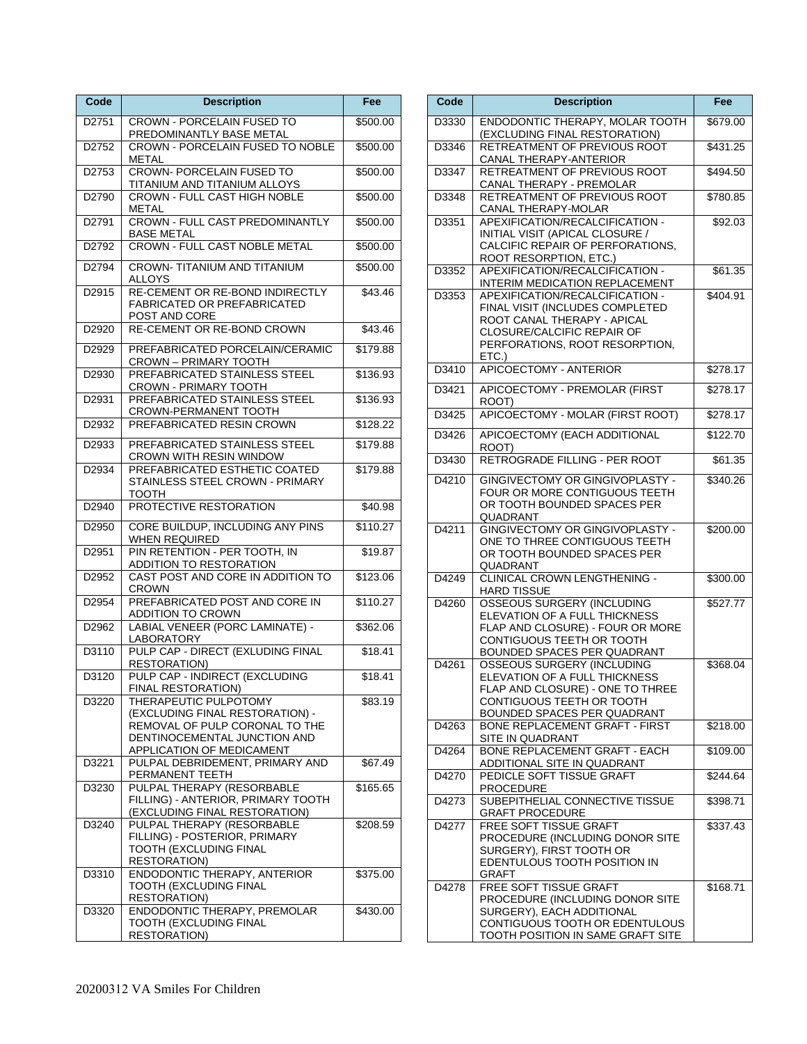| Code | Description | Fee |
|---|---|---|
| D2751 | CROWN - PORCELAIN FUSED TO PREDOMINANTLY BASE METAL | $500.00 |
| D2752 | CROWN - PORCELAIN FUSED TO NOBLE METAL | $500.00 |
| D2753 | CROWN- PORCELAIN FUSED TO TITANIUM AND TITANIUM ALLOYS | $500.00 |
| D2790 | CROWN - FULL CAST HIGH NOBLE METAL | $500.00 |
| D2791 | CROWN - FULL CAST PREDOMINANTLY BASE METAL | $500.00 |
| D2792 | CROWN - FULL CAST NOBLE METAL | $500.00 |
| D2794 | CROWN- TITANIUM AND TITANIUM ALLOYS | $500.00 |
| D2915 | RE-CEMENT OR RE-BOND INDIRECTLY FABRICATED OR PREFABRICATED POST AND CORE | $43.46 |
| D2920 | RE-CEMENT OR RE-BOND CROWN | $43.46 |
| D2929 | PREFABRICATED PORCELAIN/CERAMIC CROWN – PRIMARY TOOTH | $179.88 |
| D2930 | PREFABRICATED STAINLESS STEEL CROWN - PRIMARY TOOTH | $136.93 |
| D2931 | PREFABRICATED STAINLESS STEEL CROWN-PERMANENT TOOTH | $136.93 |
| D2932 | PREFABRICATED RESIN CROWN | $128.22 |
| D2933 | PREFABRICATED STAINLESS STEEL CROWN WITH RESIN WINDOW | $179.88 |
| D2934 | PREFABRICATED ESTHETIC COATED STAINLESS STEEL CROWN - PRIMARY TOOTH | $179.88 |
| D2940 | PROTECTIVE RESTORATION | $40.98 |
| D2950 | CORE BUILDUP, INCLUDING ANY PINS WHEN REQUIRED | $110.27 |
| D2951 | PIN RETENTION - PER TOOTH, IN ADDITION TO RESTORATION | $19.87 |
| D2952 | CAST POST AND CORE IN ADDITION TO CROWN | $123.06 |
| D2954 | PREFABRICATED POST AND CORE IN ADDITION TO CROWN | $110.27 |
| D2962 | LABIAL VENEER (PORC LAMINATE) - LABORATORY | $362.06 |
| D3110 | PULP CAP - DIRECT (EXLUDING FINAL RESTORATION) | $18.41 |
| D3120 | PULP CAP - INDIRECT (EXCLUDING FINAL RESTORATION) | $18.41 |
| D3220 | THERAPEUTIC PULPOTOMY (EXCLUDING FINAL RESTORATION) - REMOVAL OF PULP CORONAL TO THE DENTINOCEMENTAL JUNCTION AND APPLICATION OF MEDICAMENT | $83.19 |
| D3221 | PULPAL DEBRIDEMENT, PRIMARY AND PERMANENT TEETH | $67.49 |
| D3230 | PULPAL THERAPY (RESORBABLE FILLING) - ANTERIOR, PRIMARY TOOTH (EXCLUDING FINAL RESTORATION) | $165.65 |
| D3240 | PULPAL THERAPY (RESORBABLE FILLING) - POSTERIOR, PRIMARY TOOTH (EXCLUDING FINAL RESTORATION) | $208.59 |
| D3310 | ENDODONTIC THERAPY, ANTERIOR TOOTH (EXCLUDING FINAL RESTORATION) | $375.00 |
| D3320 | ENDODONTIC THERAPY, PREMOLAR TOOTH (EXCLUDING FINAL RESTORATION) | $430.00 |
| D3330 | ENDODONTIC THERAPY, MOLAR TOOTH (EXCLUDING FINAL RESTORATION) | $679.00 |
| D3346 | RETREATMENT OF PREVIOUS ROOT CANAL THERAPY-ANTERIOR | $431.25 |
| D3347 | RETREATMENT OF PREVIOUS ROOT CANAL THERAPY - PREMOLAR | $494.50 |
| D3348 | RETREATMENT OF PREVIOUS ROOT CANAL THERAPY-MOLAR | $780.85 |
| D3351 | APEXIFICATION/RECALCIFICATION - INITIAL VISIT (APICAL CLOSURE / CALCIFIC REPAIR OF PERFORATIONS, ROOT RESORPTION, ETC.) | $92.03 |
| D3352 | APEXIFICATION/RECALCIFICATION - INTERIM MEDICATION REPLACEMENT | $61.35 |
| D3353 | APEXIFICATION/RECALCIFICATION - FINAL VISIT (INCLUDES COMPLETED ROOT CANAL THERAPY - APICAL CLOSURE/CALCIFIC REPAIR OF PERFORATIONS, ROOT RESORPTION, ETC.) | $404.91 |
| D3410 | APICOECTOMY - ANTERIOR | $278.17 |
| D3421 | APICOECTOMY - PREMOLAR (FIRST ROOT) | $278.17 |
| D3425 | APICOECTOMY - MOLAR (FIRST ROOT) | $278.17 |
| D3426 | APICOECTOMY (EACH ADDITIONAL ROOT) | $122.70 |
| D3430 | RETROGRADE FILLING - PER ROOT | $61.35 |
| D4210 | GINGIVECTOMY OR GINGIVOPLASTY - FOUR OR MORE CONTIGUOUS TEETH OR TOOTH BOUNDED SPACES PER QUADRANT | $340.26 |
| D4211 | GINGIVECTOMY OR GINGIVOPLASTY - ONE TO THREE CONTIGUOUS TEETH OR TOOTH BOUNDED SPACES PER QUADRANT | $200.00 |
| D4249 | CLINICAL CROWN LENGTHENING - HARD TISSUE | $300.00 |
| D4260 | OSSEOUS SURGERY (INCLUDING ELEVATION OF A FULL THICKNESS FLAP AND CLOSURE) - FOUR OR MORE CONTIGUOUS TEETH OR TOOTH BOUNDED SPACES PER QUADRANT | $527.77 |
| D4261 | OSSEOUS SURGERY (INCLUDING ELEVATION OF A FULL THICKNESS FLAP AND CLOSURE) - ONE TO THREE CONTIGUOUS TEETH OR TOOTH BOUNDED SPACES PER QUADRANT | $368.04 |
| D4263 | BONE REPLACEMENT GRAFT - FIRST SITE IN QUADRANT | $218.00 |
| D4264 | BONE REPLACEMENT GRAFT - EACH ADDITIONAL SITE IN QUADRANT | $109.00 |
| D4270 | PEDICLE SOFT TISSUE GRAFT PROCEDURE | $244.64 |
| D4273 | SUBEPITHELIAL CONNECTIVE TISSUE GRAFT PROCEDURE | $398.71 |
| D4277 | FREE SOFT TISSUE GRAFT PROCEDURE (INCLUDING DONOR SITE SURGERY), FIRST TOOTH OR EDENTULOUS TOOTH POSITION IN GRAFT | $337.43 |
| D4278 | FREE SOFT TISSUE GRAFT PROCEDURE (INCLUDING DONOR SITE SURGERY), EACH ADDITIONAL CONTIGUOUS TOOTH OR EDENTULOUS TOOTH POSITION IN SAME GRAFT SITE | $168.71 |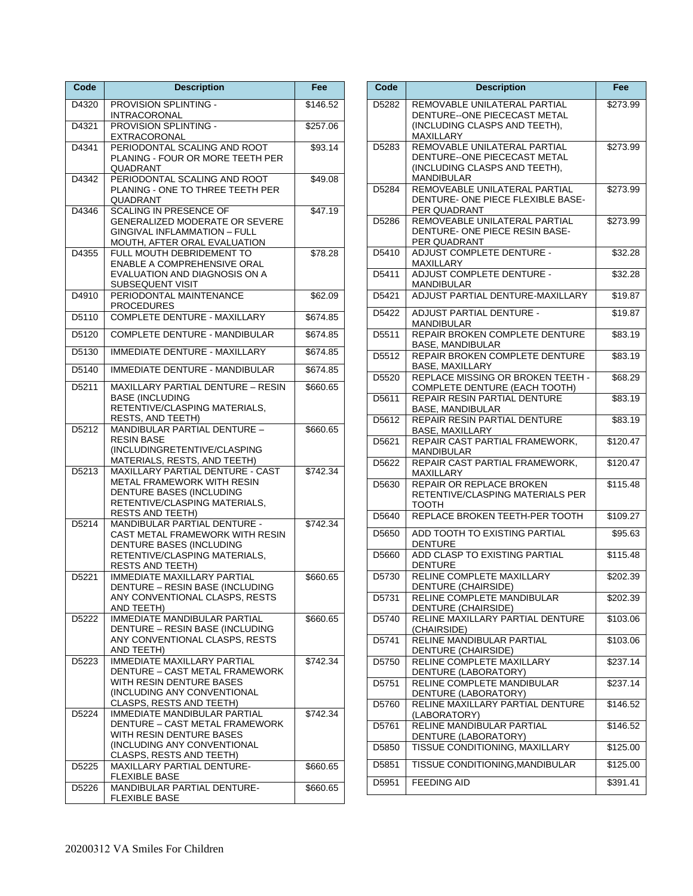| Code | Description | Fee |
|---|---|---|
| D4320 | PROVISION SPLINTING - INTRACORONAL | $146.52 |
| D4321 | PROVISION SPLINTING - EXTRACORONAL | $257.06 |
| D4341 | PERIODONTAL SCALING AND ROOT PLANING - FOUR OR MORE TEETH PER QUADRANT | $93.14 |
| D4342 | PERIODONTAL SCALING AND ROOT PLANING - ONE TO THREE TEETH PER QUADRANT | $49.08 |
| D4346 | SCALING IN PRESENCE OF GENERALIZED MODERATE OR SEVERE GINGIVAL INFLAMMATION – FULL MOUTH, AFTER ORAL EVALUATION | $47.19 |
| D4355 | FULL MOUTH DEBRIDEMENT TO ENABLE A COMPREHENSIVE ORAL EVALUATION AND DIAGNOSIS ON A SUBSEQUENT VISIT | $78.28 |
| D4910 | PERIODONTAL MAINTENANCE PROCEDURES | $62.09 |
| D5110 | COMPLETE DENTURE - MAXILLARY | $674.85 |
| D5120 | COMPLETE DENTURE - MANDIBULAR | $674.85 |
| D5130 | IMMEDIATE DENTURE - MAXILLARY | $674.85 |
| D5140 | IMMEDIATE DENTURE - MANDIBULAR | $674.85 |
| D5211 | MAXILLARY PARTIAL DENTURE – RESIN BASE (INCLUDING RETENTIVE/CLASPING MATERIALS, RESTS, AND TEETH) | $660.65 |
| D5212 | MANDIBULAR PARTIAL DENTURE – RESIN BASE (INCLUDINGRETENTIVE/CLASPING MATERIALS, RESTS, AND TEETH) | $660.65 |
| D5213 | MAXILLARY PARTIAL DENTURE - CAST METAL FRAMEWORK WITH RESIN DENTURE BASES (INCLUDING RETENTIVE/CLASPING MATERIALS, RESTS AND TEETH) | $742.34 |
| D5214 | MANDIBULAR PARTIAL DENTURE - CAST METAL FRAMEWORK WITH RESIN DENTURE BASES (INCLUDING RETENTIVE/CLASPING MATERIALS, RESTS AND TEETH) | $742.34 |
| D5221 | IMMEDIATE MAXILLARY PARTIAL DENTURE – RESIN BASE (INCLUDING ANY CONVENTIONAL CLASPS, RESTS AND TEETH) | $660.65 |
| D5222 | IMMEDIATE MANDIBULAR PARTIAL DENTURE – RESIN BASE (INCLUDING ANY CONVENTIONAL CLASPS, RESTS AND TEETH) | $660.65 |
| D5223 | IMMEDIATE MAXILLARY PARTIAL DENTURE – CAST METAL FRAMEWORK WITH RESIN DENTURE BASES (INCLUDING ANY CONVENTIONAL CLASPS, RESTS AND TEETH) | $742.34 |
| D5224 | IMMEDIATE MANDIBULAR PARTIAL DENTURE – CAST METAL FRAMEWORK WITH RESIN DENTURE BASES (INCLUDING ANY CONVENTIONAL CLASPS, RESTS AND TEETH) | $742.34 |
| D5225 | MAXILLARY PARTIAL DENTURE- FLEXIBLE BASE | $660.65 |
| D5226 | MANDIBULAR PARTIAL DENTURE- FLEXIBLE BASE | $660.65 |
| D5282 | REMOVABLE UNILATERAL PARTIAL DENTURE--ONE PIECECAST METAL (INCLUDING CLASPS AND TEETH), MAXILLARY | $273.99 |
| D5283 | REMOVABLE UNILATERAL PARTIAL DENTURE--ONE PIECECAST METAL (INCLUDING CLASPS AND TEETH), MANDIBULAR | $273.99 |
| D5284 | REMOVEABLE UNILATERAL PARTIAL DENTURE- ONE PIECE FLEXIBLE BASE- PER QUADRANT | $273.99 |
| D5286 | REMOVEABLE UNILATERAL PARTIAL DENTURE- ONE PIECE RESIN BASE- PER QUADRANT | $273.99 |
| D5410 | ADJUST COMPLETE DENTURE - MAXILLARY | $32.28 |
| D5411 | ADJUST COMPLETE DENTURE - MANDIBULAR | $32.28 |
| D5421 | ADJUST PARTIAL DENTURE-MAXILLARY | $19.87 |
| D5422 | ADJUST PARTIAL DENTURE - MANDIBULAR | $19.87 |
| D5511 | REPAIR BROKEN COMPLETE DENTURE BASE, MANDIBULAR | $83.19 |
| D5512 | REPAIR BROKEN COMPLETE DENTURE BASE, MAXILLARY | $83.19 |
| D5520 | REPLACE MISSING OR BROKEN TEETH - COMPLETE DENTURE (EACH TOOTH) | $68.29 |
| D5611 | REPAIR RESIN PARTIAL DENTURE BASE, MANDIBULAR | $83.19 |
| D5612 | REPAIR RESIN PARTIAL DENTURE BASE, MAXILLARY | $83.19 |
| D5621 | REPAIR CAST PARTIAL FRAMEWORK, MANDIBULAR | $120.47 |
| D5622 | REPAIR CAST PARTIAL FRAMEWORK, MAXILLARY | $120.47 |
| D5630 | REPAIR OR REPLACE BROKEN RETENTIVE/CLASPING MATERIALS PER TOOTH | $115.48 |
| D5640 | REPLACE BROKEN TEETH-PER TOOTH | $109.27 |
| D5650 | ADD TOOTH TO EXISTING PARTIAL DENTURE | $95.63 |
| D5660 | ADD CLASP TO EXISTING PARTIAL DENTURE | $115.48 |
| D5730 | RELINE COMPLETE MAXILLARY DENTURE (CHAIRSIDE) | $202.39 |
| D5731 | RELINE COMPLETE MANDIBULAR DENTURE (CHAIRSIDE) | $202.39 |
| D5740 | RELINE MAXILLARY PARTIAL DENTURE (CHAIRSIDE) | $103.06 |
| D5741 | RELINE MANDIBULAR PARTIAL DENTURE (CHAIRSIDE) | $103.06 |
| D5750 | RELINE COMPLETE MAXILLARY DENTURE (LABORATORY) | $237.14 |
| D5751 | RELINE COMPLETE MANDIBULAR DENTURE (LABORATORY) | $237.14 |
| D5760 | RELINE MAXILLARY PARTIAL DENTURE (LABORATORY) | $146.52 |
| D5761 | RELINE MANDIBULAR PARTIAL DENTURE (LABORATORY) | $146.52 |
| D5850 | TISSUE CONDITIONING, MAXILLARY | $125.00 |
| D5851 | TISSUE CONDITIONING,MANDIBULAR | $125.00 |
| D5951 | FEEDING AID | $391.41 |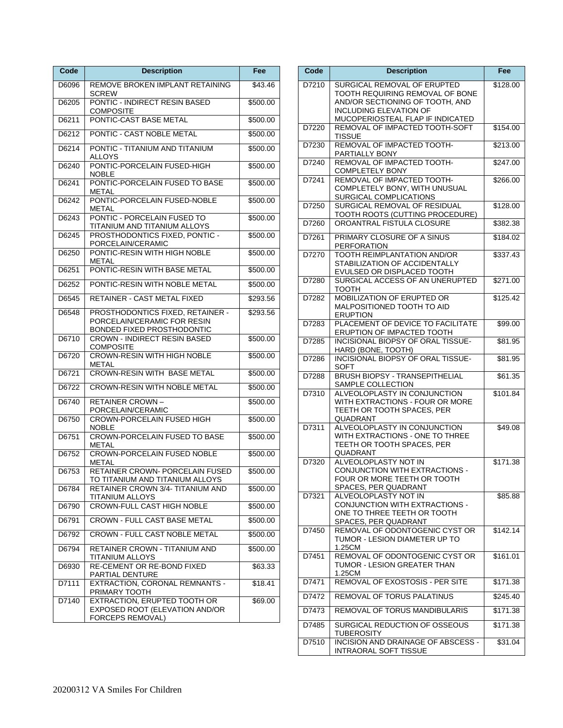| Code | Description | Fee |
|---|---|---|
| D6096 | REMOVE BROKEN IMPLANT RETAINING SCREW | $43.46 |
| D6205 | PONTIC - INDIRECT RESIN BASED COMPOSITE | $500.00 |
| D6211 | PONTIC-CAST BASE METAL | $500.00 |
| D6212 | PONTIC - CAST NOBLE METAL | $500.00 |
| D6214 | PONTIC - TITANIUM AND TITANIUM ALLOYS | $500.00 |
| D6240 | PONTIC-PORCELAIN FUSED-HIGH NOBLE | $500.00 |
| D6241 | PONTIC-PORCELAIN FUSED TO BASE METAL | $500.00 |
| D6242 | PONTIC-PORCELAIN FUSED-NOBLE METAL | $500.00 |
| D6243 | PONTIC - PORCELAIN FUSED TO TITANIUM AND TITANIUM ALLOYS | $500.00 |
| D6245 | PROSTHODONTICS FIXED, PONTIC - PORCELAIN/CERAMIC | $500.00 |
| D6250 | PONTIC-RESIN WITH HIGH NOBLE METAL | $500.00 |
| D6251 | PONTIC-RESIN WITH BASE METAL | $500.00 |
| D6252 | PONTIC-RESIN WITH NOBLE METAL | $500.00 |
| D6545 | RETAINER - CAST METAL FIXED | $293.56 |
| D6548 | PROSTHODONTICS FIXED, RETAINER - PORCELAIN/CERAMIC FOR RESIN BONDED FIXED PROSTHODONTIC | $293.56 |
| D6710 | CROWN - INDIRECT RESIN BASED COMPOSITE | $500.00 |
| D6720 | CROWN-RESIN WITH HIGH NOBLE METAL | $500.00 |
| D6721 | CROWN-RESIN WITH BASE METAL | $500.00 |
| D6722 | CROWN-RESIN WITH NOBLE METAL | $500.00 |
| D6740 | RETAINER CROWN – PORCELAIN/CERAMIC | $500.00 |
| D6750 | CROWN-PORCELAIN FUSED HIGH NOBLE | $500.00 |
| D6751 | CROWN-PORCELAIN FUSED TO BASE METAL | $500.00 |
| D6752 | CROWN-PORCELAIN FUSED NOBLE METAL | $500.00 |
| D6753 | RETAINER CROWN- PORCELAIN FUSED TO TITANIUM AND TITANIUM ALLOYS | $500.00 |
| D6784 | RETAINER CROWN 3/4- TITANIUM AND TITANIUM ALLOYS | $500.00 |
| D6790 | CROWN-FULL CAST HIGH NOBLE | $500.00 |
| D6791 | CROWN - FULL CAST BASE METAL | $500.00 |
| D6792 | CROWN - FULL CAST NOBLE METAL | $500.00 |
| D6794 | RETAINER CROWN - TITANIUM AND TITANIUM ALLOYS | $500.00 |
| D6930 | RE-CEMENT OR RE-BOND FIXED PARTIAL DENTURE | $63.33 |
| D7111 | EXTRACTION, CORONAL REMNANTS - PRIMARY TOOTH | $18.41 |
| D7140 | EXTRACTION, ERUPTED TOOTH OR EXPOSED ROOT (ELEVATION AND/OR FORCEPS REMOVAL) | $69.00 |
| D7210 | SURGICAL REMOVAL OF ERUPTED TOOTH REQUIRING REMOVAL OF BONE AND/OR SECTIONING OF TOOTH, AND INCLUDING ELEVATION OF MUCOPERIOSTEAL FLAP IF INDICATED | $128.00 |
| D7220 | REMOVAL OF IMPACTED TOOTH-SOFT TISSUE | $154.00 |
| D7230 | REMOVAL OF IMPACTED TOOTH-PARTIALLY BONY | $213.00 |
| D7240 | REMOVAL OF IMPACTED TOOTH-COMPLETELY BONY | $247.00 |
| D7241 | REMOVAL OF IMPACTED TOOTH-COMPLETELY BONY, WITH UNUSUAL SURGICAL COMPLICATIONS | $266.00 |
| D7250 | SURGICAL REMOVAL OF RESIDUAL TOOTH ROOTS (CUTTING PROCEDURE) | $128.00 |
| D7260 | OROANTRAL FISTULA CLOSURE | $382.38 |
| D7261 | PRIMARY CLOSURE OF A SINUS PERFORATION | $184.02 |
| D7270 | TOOTH REIMPLANTATION AND/OR STABILIZATION OF ACCIDENTALLY EVULSED OR DISPLACED TOOTH | $337.43 |
| D7280 | SURGICAL ACCESS OF AN UNERUPTED TOOTH | $271.00 |
| D7282 | MOBILIZATION OF ERUPTED OR MALPOSITIONED TOOTH TO AID ERUPTION | $125.42 |
| D7283 | PLACEMENT OF DEVICE TO FACILITATE ERUPTION OF IMPACTED TOOTH | $99.00 |
| D7285 | INCISIONAL BIOPSY OF ORAL TISSUE-HARD (BONE, TOOTH) | $81.95 |
| D7286 | INCISIONAL BIOPSY OF ORAL TISSUE-SOFT | $81.95 |
| D7288 | BRUSH BIOPSY - TRANSEPITHELIAL SAMPLE COLLECTION | $61.35 |
| D7310 | ALVEOLOPLASTY IN CONJUNCTION WITH EXTRACTIONS - FOUR OR MORE TEETH OR TOOTH SPACES, PER QUADRANT | $101.84 |
| D7311 | ALVEOLOPLASTY IN CONJUNCTION WITH EXTRACTIONS - ONE TO THREE TEETH OR TOOTH SPACES, PER QUADRANT | $49.08 |
| D7320 | ALVEOLOPLASTY NOT IN CONJUNCTION WITH EXTRACTIONS - FOUR OR MORE TEETH OR TOOTH SPACES, PER QUADRANT | $171.38 |
| D7321 | ALVEOLOPLASTY NOT IN CONJUNCTION WITH EXTRACTIONS - ONE TO THREE TEETH OR TOOTH SPACES, PER QUADRANT | $85.88 |
| D7450 | REMOVAL OF ODONTOGENIC CYST OR TUMOR - LESION DIAMETER UP TO 1.25CM | $142.14 |
| D7451 | REMOVAL OF ODONTOGENIC CYST OR TUMOR - LESION GREATER THAN 1.25CM | $161.01 |
| D7471 | REMOVAL OF EXOSTOSIS - PER SITE | $171.38 |
| D7472 | REMOVAL OF TORUS PALATINUS | $245.40 |
| D7473 | REMOVAL OF TORUS MANDIBULARIS | $171.38 |
| D7485 | SURGICAL REDUCTION OF OSSEOUS TUBEROSITY | $171.38 |
| D7510 | INCISION AND DRAINAGE OF ABSCESS - INTRAORAL SOFT TISSUE | $31.04 |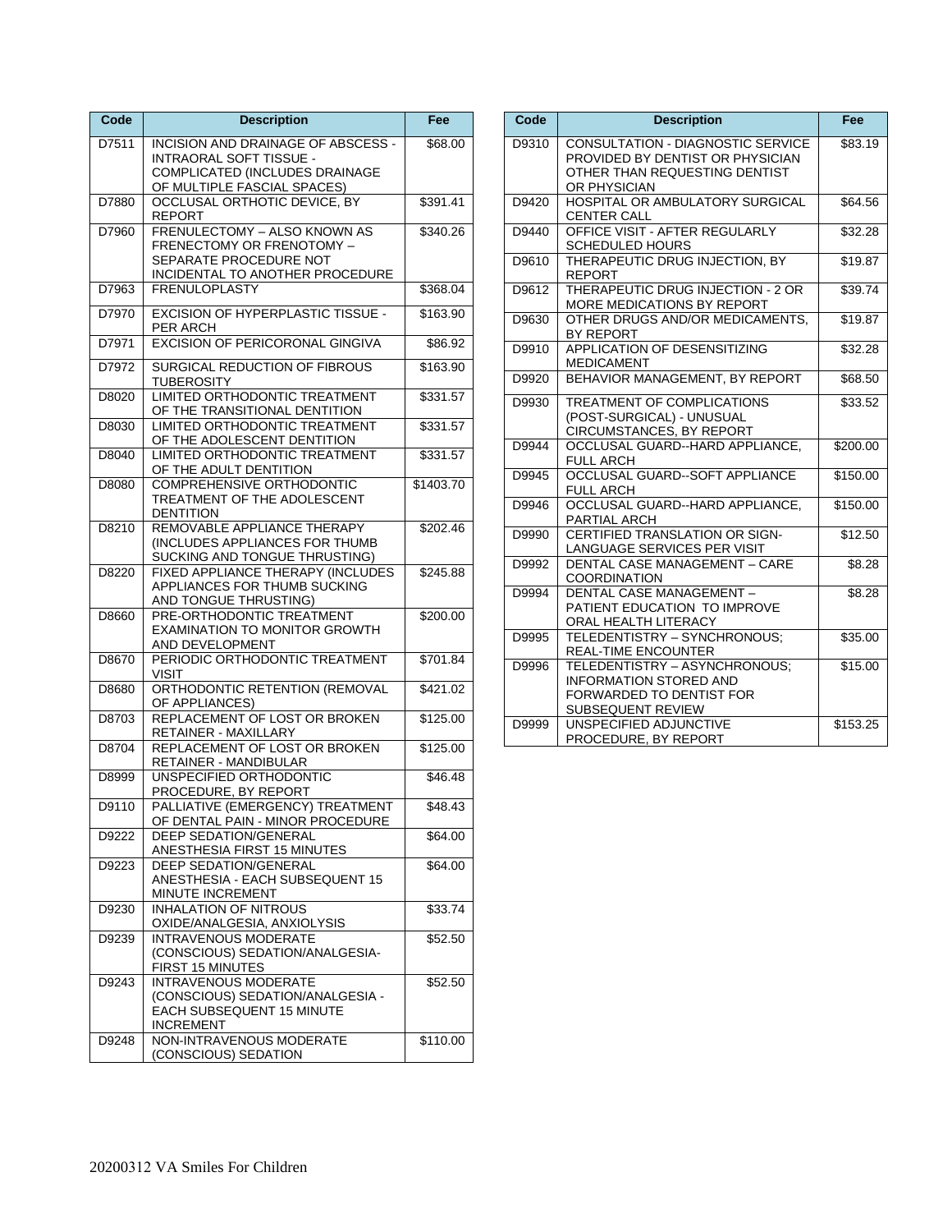| Code | Description | Fee |
|---|---|---|
| D7511 | INCISION AND DRAINAGE OF ABSCESS - INTRAORAL SOFT TISSUE - COMPLICATED (INCLUDES DRAINAGE OF MULTIPLE FASCIAL SPACES) | $68.00 |
| D7880 | OCCLUSAL ORTHOTIC DEVICE, BY REPORT | $391.41 |
| D7960 | FRENULECTOMY – ALSO KNOWN AS FRENECTOMY OR FRENOTOMY – SEPARATE PROCEDURE NOT INCIDENTAL TO ANOTHER PROCEDURE | $340.26 |
| D7963 | FRENULOPLASTY | $368.04 |
| D7970 | EXCISION OF HYPERPLASTIC TISSUE - PER ARCH | $163.90 |
| D7971 | EXCISION OF PERICORONAL GINGIVA | $86.92 |
| D7972 | SURGICAL REDUCTION OF FIBROUS TUBEROSITY | $163.90 |
| D8020 | LIMITED ORTHODONTIC TREATMENT OF THE TRANSITIONAL DENTITION | $331.57 |
| D8030 | LIMITED ORTHODONTIC TREATMENT OF THE ADOLESCENT DENTITION | $331.57 |
| D8040 | LIMITED ORTHODONTIC TREATMENT OF THE ADULT DENTITION | $331.57 |
| D8080 | COMPREHENSIVE ORTHODONTIC TREATMENT OF THE ADOLESCENT DENTITION | $1403.70 |
| D8210 | REMOVABLE APPLIANCE THERAPY (INCLUDES APPLIANCES FOR THUMB SUCKING AND TONGUE THRUSTING) | $202.46 |
| D8220 | FIXED APPLIANCE THERAPY (INCLUDES APPLIANCES FOR THUMB SUCKING AND TONGUE THRUSTING) | $245.88 |
| D8660 | PRE-ORTHODONTIC TREATMENT EXAMINATION TO MONITOR GROWTH AND DEVELOPMENT | $200.00 |
| D8670 | PERIODIC ORTHODONTIC TREATMENT VISIT | $701.84 |
| D8680 | ORTHODONTIC RETENTION (REMOVAL OF APPLIANCES) | $421.02 |
| D8703 | REPLACEMENT OF LOST OR BROKEN RETAINER - MAXILLARY | $125.00 |
| D8704 | REPLACEMENT OF LOST OR BROKEN RETAINER - MANDIBULAR | $125.00 |
| D8999 | UNSPECIFIED ORTHODONTIC PROCEDURE, BY REPORT | $46.48 |
| D9110 | PALLIATIVE (EMERGENCY) TREATMENT OF DENTAL PAIN - MINOR PROCEDURE | $48.43 |
| D9222 | DEEP SEDATION/GENERAL ANESTHESIA FIRST 15 MINUTES | $64.00 |
| D9223 | DEEP SEDATION/GENERAL ANESTHESIA - EACH SUBSEQUENT 15 MINUTE INCREMENT | $64.00 |
| D9230 | INHALATION OF NITROUS OXIDE/ANALGESIA, ANXIOLYSIS | $33.74 |
| D9239 | INTRAVENOUS MODERATE (CONSCIOUS) SEDATION/ANALGESIA- FIRST 15 MINUTES | $52.50 |
| D9243 | INTRAVENOUS MODERATE (CONSCIOUS) SEDATION/ANALGESIA - EACH SUBSEQUENT 15 MINUTE INCREMENT | $52.50 |
| D9248 | NON-INTRAVENOUS MODERATE (CONSCIOUS) SEDATION | $110.00 |
| D9310 | CONSULTATION - DIAGNOSTIC SERVICE PROVIDED BY DENTIST OR PHYSICIAN OTHER THAN REQUESTING DENTIST OR PHYSICIAN | $83.19 |
| D9420 | HOSPITAL OR AMBULATORY SURGICAL CENTER CALL | $64.56 |
| D9440 | OFFICE VISIT - AFTER REGULARLY SCHEDULED HOURS | $32.28 |
| D9610 | THERAPEUTIC DRUG INJECTION, BY REPORT | $19.87 |
| D9612 | THERAPEUTIC DRUG INJECTION - 2 OR MORE MEDICATIONS BY REPORT | $39.74 |
| D9630 | OTHER DRUGS AND/OR MEDICAMENTS, BY REPORT | $19.87 |
| D9910 | APPLICATION OF DESENSITIZING MEDICAMENT | $32.28 |
| D9920 | BEHAVIOR MANAGEMENT, BY REPORT | $68.50 |
| D9930 | TREATMENT OF COMPLICATIONS (POST-SURGICAL) - UNUSUAL CIRCUMSTANCES, BY REPORT | $33.52 |
| D9944 | OCCLUSAL GUARD--HARD APPLIANCE, FULL ARCH | $200.00 |
| D9945 | OCCLUSAL GUARD--SOFT APPLIANCE FULL ARCH | $150.00 |
| D9946 | OCCLUSAL GUARD--HARD APPLIANCE, PARTIAL ARCH | $150.00 |
| D9990 | CERTIFIED TRANSLATION OR SIGN-LANGUAGE SERVICES PER VISIT | $12.50 |
| D9992 | DENTAL CASE MANAGEMENT – CARE COORDINATION | $8.28 |
| D9994 | DENTAL CASE MANAGEMENT – PATIENT EDUCATION TO IMPROVE ORAL HEALTH LITERACY | $8.28 |
| D9995 | TELEDENTISTRY – SYNCHRONOUS; REAL-TIME ENCOUNTER | $35.00 |
| D9996 | TELEDENTISTRY – ASYNCHRONOUS; INFORMATION STORED AND FORWARDED TO DENTIST FOR SUBSEQUENT REVIEW | $15.00 |
| D9999 | UNSPECIFIED ADJUNCTIVE PROCEDURE, BY REPORT | $153.25 |